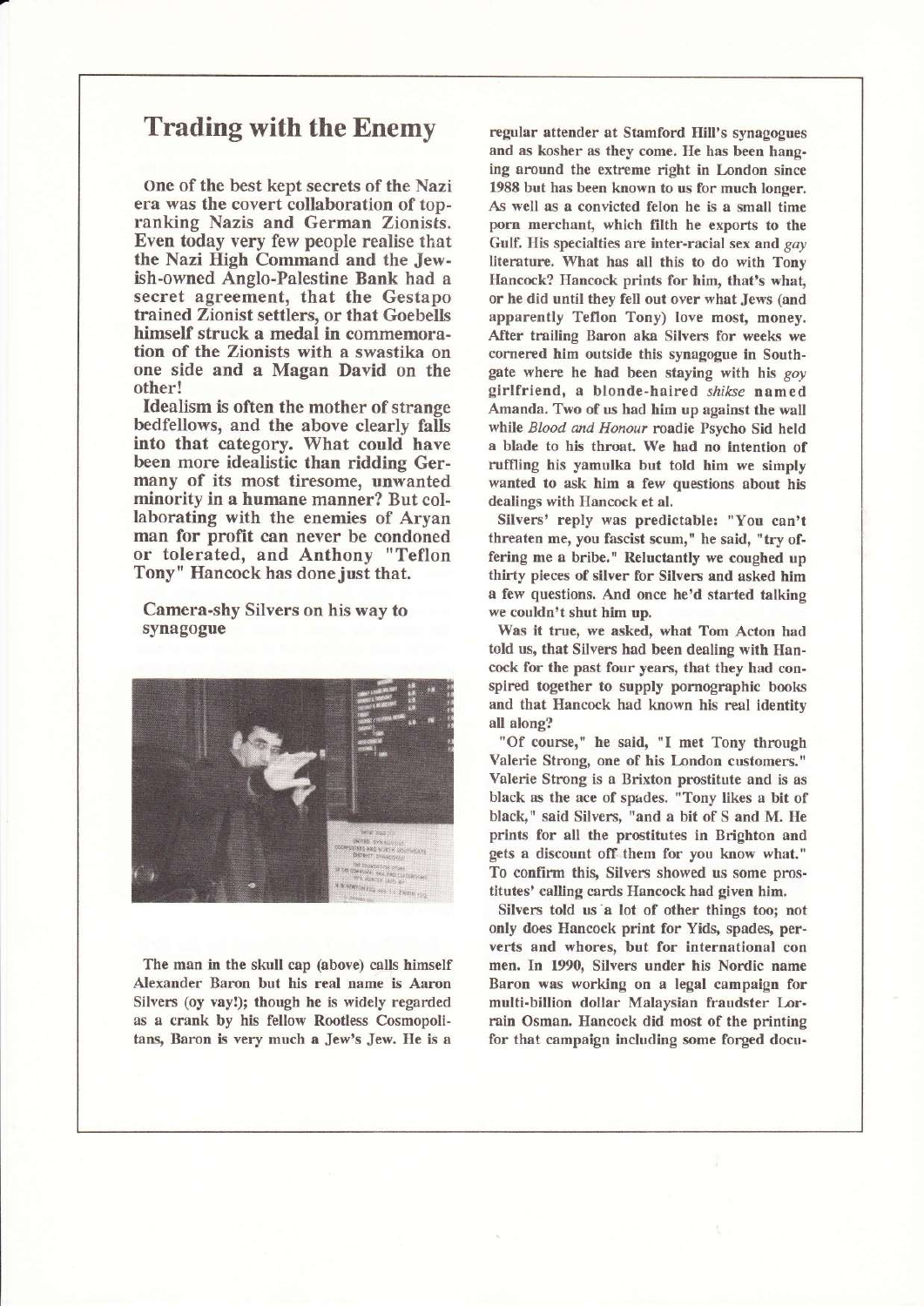# Trading with the Enemy

**One of the best kept secrets of the Nazi era was the covert collaboration of top-ranking Nazis and German Zionists. Even today very few people realise that the Nazi High Command and the Jewish-owned Anglo-Palestine Bank had a secret agreement, that the Gestapo trained Zionist settlers, or that Goebells himself struck a medal in commemoration of the Zionists with a swastika on one side and a Magan David on the other!**

**Idealism is often the mother of strange bedfellows, and the above clearly falls into that category. What could have been more idealistic than ridding Germany of its most tiresome, unwanted minority in a humane manner? But collaborating with the enemies of Aryan man for profit can never be condoned or tolerated, and Anthony "Teflon Tony" Hancock has done just that.**

**Camera-shy Silvers on his way to synagogue**

The man in the skull cap (above) calls himself Alexander Baron but his real name is Aaron Silvers (oy vay!); though he is widely regarded as a crank by his fellow Rootless Cosmopolitans, Baron is very much a Jew's Jew. He is a regular attender at Stamford Hill's synagogues and as kosher as they come. He has been hanging around the extreme right in London since 1988 but has been known to us for much longer. As well as a convicted felon he is a small time porn merchant, which filth he exports to the Gulf. His specialties are inter-racial sex and *gay* literature. What has all this to do with Tony Hancock? Hancock prints for him, that's what, or he did until they fell out over what Jews (and apparently Teflon Tony) love most, money. After trailing Baron aka Silvers for weeks we cornered him outside this synagogue in Southgate where he had been staying with his *goy* girlfriend, a blonde-haired *shikse* named Amanda. Two of us had him up against the wall while *Blood and Honour* roadie Psycho Sid held a blade to his throat. We had no intention of ruffling his yamulka but told him we simply wanted to ask him a few questions about his dealings with Hancock et al.

Silvers' reply was predictable: "You can't threaten me, you fascist scum," he said, "try offering me a bribe." Reluctantly we coughed up thirty pieces of silver for Silvers and asked him a few questions. And once he'd started talking we couldn't shut him up.

Was it true, we asked, what Tom Acton had told us, that Silvers had been dealing with Hancock for the past four years, that they had conspired together to supply pornographic books and that Hancock had known his real identity all along?

"Of course," he said, "I met Tony through Valerie Strong, one of his London customers." Valerie Strong is a Brixton prostitute and is as black as the ace of spades. "Tony likes a bit of black," said Silvers, "and a bit of S and M. He prints for all the prostitutes in Brighton and gets a discount off them for you know what." To confirm this, Silvers showed us some prostitutes' calling cards Hancock had given him.

Silvers told us a lot of other things too; not only does Hancock print for Yids, spades, perverts and whores, but for international con men. In 1990, Silvers under his Nordic name Baron was working on a legal campaign for multi-billion dollar Malaysian fraudster Lorrain Osman. Hancock did most of the printing for that campaign including some forged docu-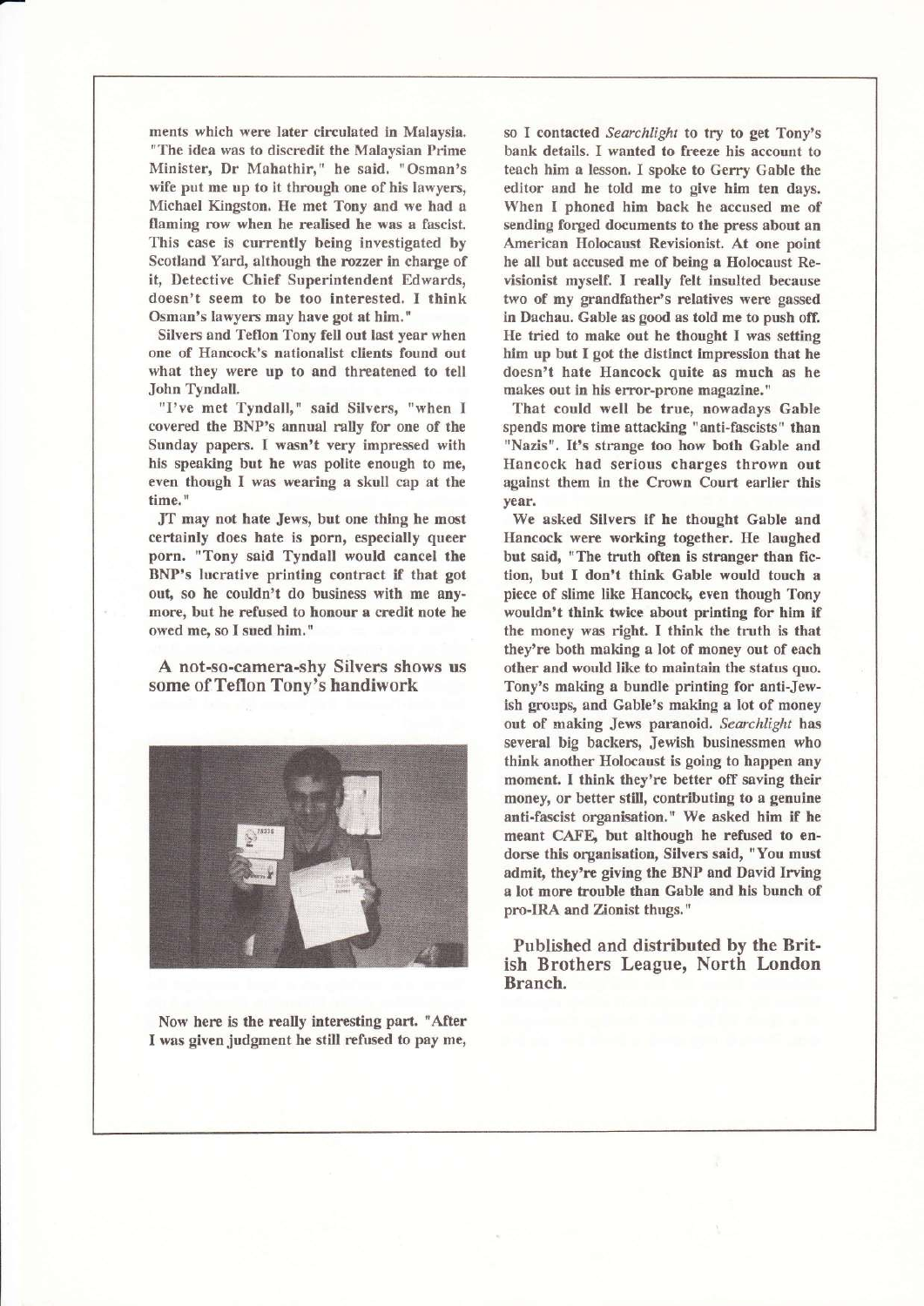ments which were later circulated in Malaysia. "The idea was to discredit the Malaysian Prime Minister, Dr Mahathir," he said. "Osman's wife put me up to it through one of his lawyers, Michael Kingston. He met Tony and we had a flaming row when he realised he was a fascist. This case is currently being investigated by Scotland Yard, although the rozzer in charge of it, Detective Chief Superintendent Edwards, doesn't seem to be too interested. I think Osman's lawyers may have got at him."

Silvers and Teflon Tony fell out last year when one of Hancock's nationalist clients found out what they were up to and threatened to tell John Tyndall.

"I've met Tyndall," said Silvers, "when I covered the BNP's annual rally for one of the Sunday papers. I wasn't very impressed with his speaking but he was polite enough to me, even though I was wearing a skull cap at the time."

JT may not hate Jews, but one thing he most certainly does hate is porn, especially queer porn. "Tony said Tyndall would cancel the BNP's lucrative printing contract if that got out, so he couldn't do business with me anymore, but he refused to honour a credit note he owed me, so I sued him."

**A not-so-camera-shy Silvers shows us some of Teflon Tony's handiwork**

Now here is the really interesting part. "After I was given judgment he still refused to pay me, so I contacted *Searchlight* to try to get Tony's bank details. I wanted to freeze his account to teach him a lesson. I spoke to Gerry Gable the editor and he told me to give him ten days. When I phoned him back he accused me of sending forged documents to the press about an American Holocaust Revisionist. At one point he all but accused me of being a Holocaust Revisionist myself. I really felt insulted because two of my grandfather's relatives were gassed in Dachau. Gable as good as told me to push off. He tried to make out he thought I was setting him up but I got the distinct impression that he doesn't hate Hancock quite as much as he makes out in his error-prone magazine."

That could well be true, nowadays Gable spends more time attacking "anti-fascists" than "Nazis". It's strange too how both Gable and Hancock had serious charges thrown out against them in the Crown Court earlier this year.

We asked Silvers if he thought Gable and Hancock were working together. He laughed but said, "The truth often is stranger than fiction, but I don't think Gable would touch a piece of slime like Hancock, even though Tony wouldn't think twice about printing for him if the money was right. I think the truth is that they're both making a lot of money out of each other and would like to maintain the status quo. Tony's making a bundle printing for anti-Jewish groups, and Gable's making a lot of money out of making Jews paranoid. *Searchlight* has several big backers, Jewish businessmen who think another Holocaust is going to happen any moment. I think they're better off saving their money, or better still, contributing to a genuine anti-fascist organisation." We asked him if he meant CAFE, but although he refused to endorse this organisation, Silvers said, "You must admit, they're giving the BNP and David Irving a lot more trouble than Gable and his bunch of pro-IRA and Zionist thugs."

**Published and distributed by the British Brothers League, North London Branch.**